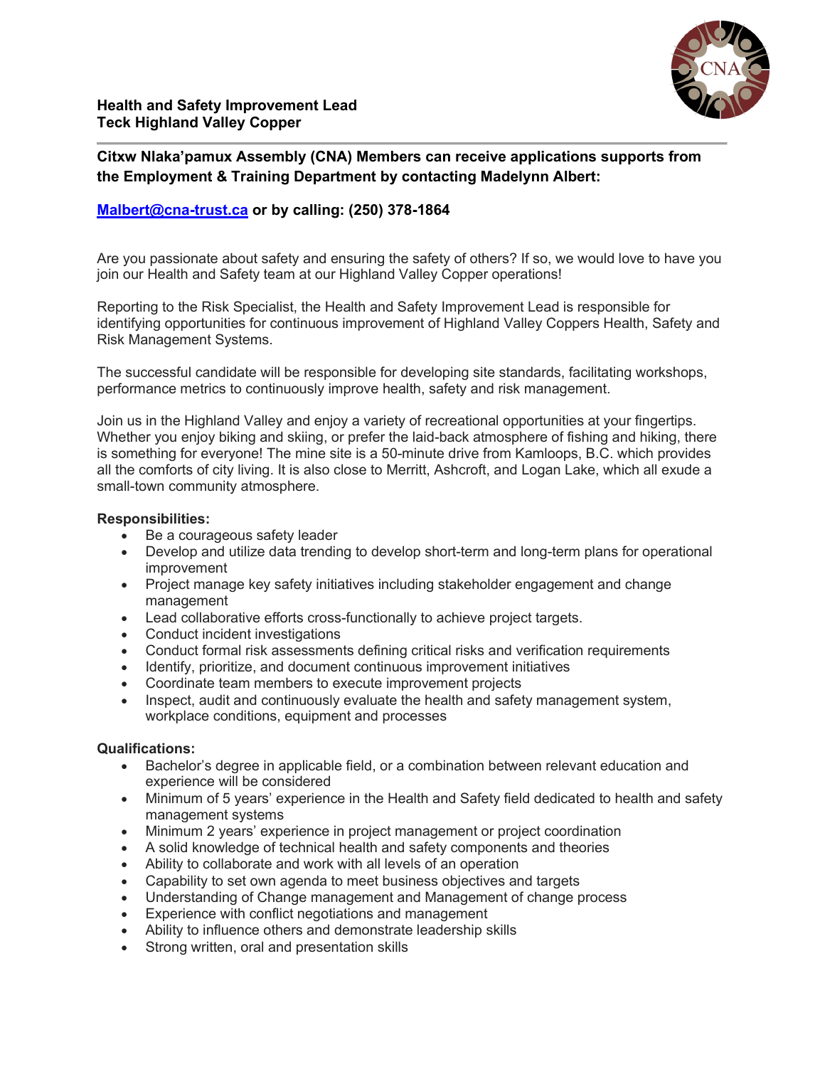**Health and Safety Improvement Lead**
**Teck Highland Valley Copper**

---

**Citxw Nlaka'pamux Assembly (CNA) Members can receive applications supports from the Employment & Training Department by contacting Madelynn Albert:**

**[Malbert@cna-trust.ca](mailto:Malbert@cna-trust.ca) or by calling: (250) 378-1864**

Are you passionate about safety and ensuring the safety of others? If so, we would love to have you join our Health and Safety team at our Highland Valley Copper operations!

Reporting to the Risk Specialist, the Health and Safety Improvement Lead is responsible for identifying opportunities for continuous improvement of Highland Valley Coppers Health, Safety and Risk Management Systems.

The successful candidate will be responsible for developing site standards, facilitating workshops, performance metrics to continuously improve health, safety and risk management.

Join us in the Highland Valley and enjoy a variety of recreational opportunities at your fingertips. Whether you enjoy biking and skiing, or prefer the laid-back atmosphere of fishing and hiking, there is something for everyone! The mine site is a 50-minute drive from Kamloops, B.C. which provides all the comforts of city living. It is also close to Merritt, Ashcroft, and Logan Lake, which all exude a small-town community atmosphere.

**Responsibilities:**

- Be a courageous safety leader
- Develop and utilize data trending to develop short-term and long-term plans for operational improvement
- Project manage key safety initiatives including stakeholder engagement and change management
- Lead collaborative efforts cross-functionally to achieve project targets.
- Conduct incident investigations
- Conduct formal risk assessments defining critical risks and verification requirements
- Identify, prioritize, and document continuous improvement initiatives
- Coordinate team members to execute improvement projects
- Inspect, audit and continuously evaluate the health and safety management system, workplace conditions, equipment and processes

**Qualifications:**

- Bachelor's degree in applicable field, or a combination between relevant education and experience will be considered
- Minimum of 5 years' experience in the Health and Safety field dedicated to health and safety management systems
- Minimum 2 years' experience in project management or project coordination
- A solid knowledge of technical health and safety components and theories
- Ability to collaborate and work with all levels of an operation
- Capability to set own agenda to meet business objectives and targets
- Understanding of Change management and Management of change process
- Experience with conflict negotiations and management
- Ability to influence others and demonstrate leadership skills
- Strong written, oral and presentation skills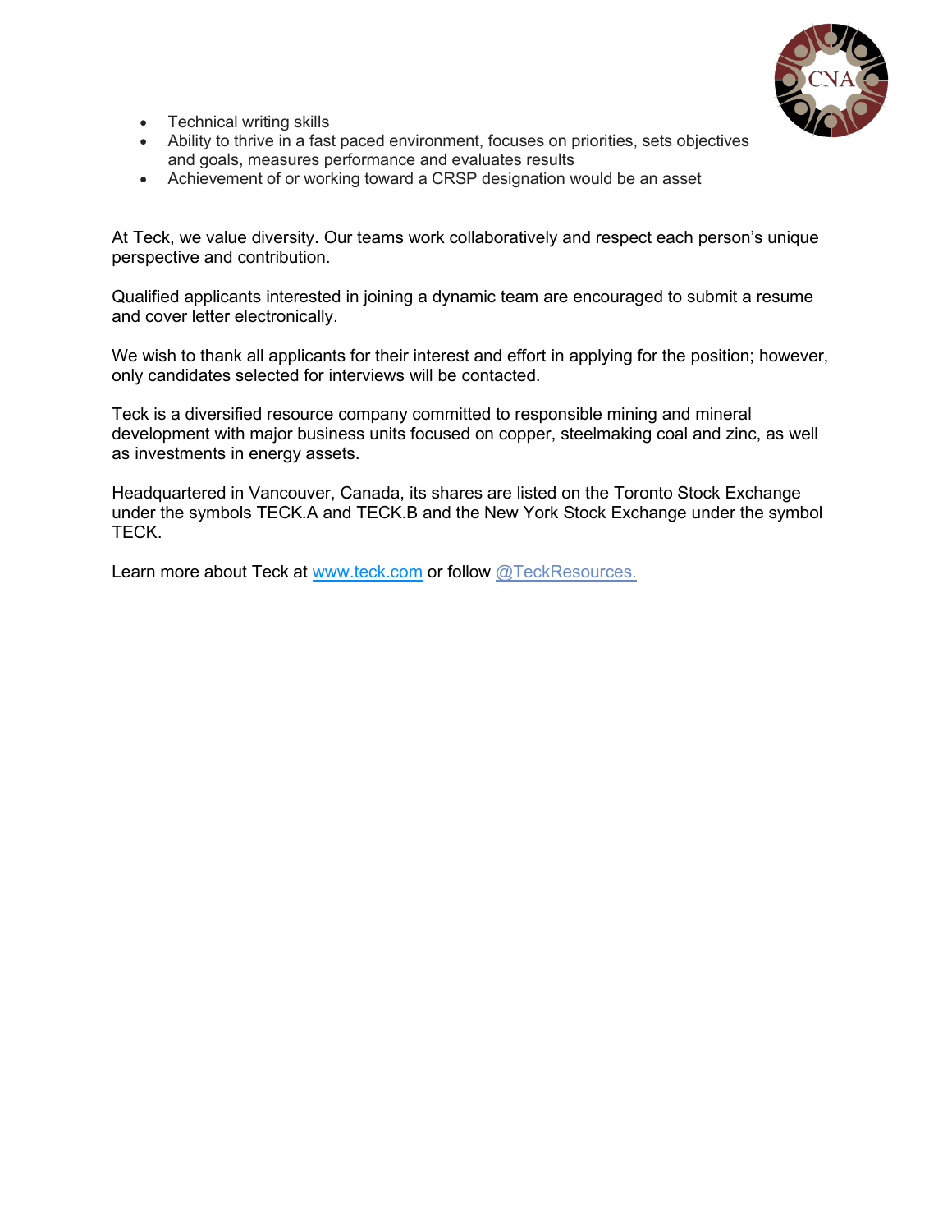- Technical writing skills
- Ability to thrive in a fast paced environment, focuses on priorities, sets objectives and goals, measures performance and evaluates results
- Achievement of or working toward a CRSP designation would be an asset

At Teck, we value diversity. Our teams work collaboratively and respect each person's unique perspective and contribution.

Qualified applicants interested in joining a dynamic team are encouraged to submit a resume and cover letter electronically.

We wish to thank all applicants for their interest and effort in applying for the position; however, only candidates selected for interviews will be contacted.

Teck is a diversified resource company committed to responsible mining and mineral development with major business units focused on copper, steelmaking coal and zinc, as well as investments in energy assets.

Headquartered in Vancouver, Canada, its shares are listed on the Toronto Stock Exchange under the symbols TECK.A and TECK.B and the New York Stock Exchange under the symbol TECK.

Learn more about Teck at www.teck.com or follow @TeckResources.